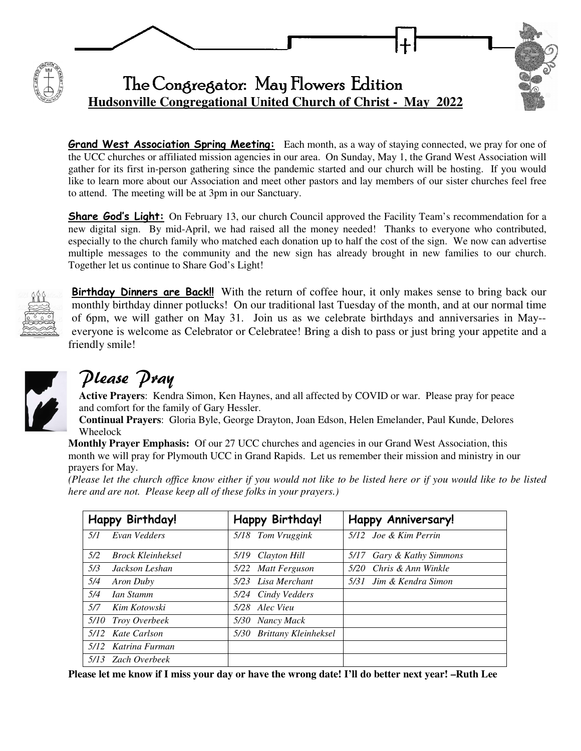# The Congregator: May Flowers Edition

## Hudsonville Congregational United Church of Christ - May 2022

**Grand West Association Spring Meeting:** Each month, as a way of staying connected, we pray for one of the UCC churches or affiliated mission agencies in our area. On Sunday, May 1, the Grand West Association will gather for its first in-person gathering since the pandemic started and our church will be hosting. If you would like to learn more about our Association and meet other pastors and lay members of our sister churches feel free to attend. The meeting will be at 3pm in our Sanctuary.

**Share God's Light:** On February 13, our church Council approved the Facility Team's recommendation for a new digital sign. By mid-April, we had raised all the money needed! Thanks to everyone who contributed, especially to the church family who matched each donation up to half the cost of the sign. We now can advertise multiple messages to the community and the new sign has already brought in new families to our church. Together let us continue to Share God's Light!

**Birthday Dinners are Back!!** With the return of coffee hour, it only makes sense to bring back our monthly birthday dinner potlucks! On our traditional last Tuesday of the month, and at our normal time of 6pm, we will gather on May 31. Join us as we celebrate birthdays and anniversaries in May-- everyone is welcome as Celebrator or Celebratee! Bring a dish to pass or just bring your appetite and a friendly smile!

## *Please Pray*

**Active Prayers**: Kendra Simon, Ken Haynes, and all affected by COVID or war. Please pray for peace and comfort for the family of Gary Hessler.

**Continual Prayers**: Gloria Byle, George Drayton, Joan Edson, Helen Emelander, Paul Kunde, Delores Wheelock

**Monthly Prayer Emphasis:** Of our 27 UCC churches and agencies in our Grand West Association, this month we will pray for Plymouth UCC in Grand Rapids. Let us remember their mission and ministry in our prayers for May.

*(Please let the church office know either if you would not like to be listed here or if you would like to be listed here and are not. Please keep all of these folks in your prayers.)*

| Happy Birthday! | Happy Birthday! | Happy Anniversary! |
|---|---|---|
| *5/1 Evan Vedders* | *5/18 Tom Vruggink* | *5/12 Joe & Kim Perrin* |
| *5/2 Brock Kleinheksel* | *5/19 Clayton Hill* | *5/17 Gary & Kathy Simmons* |
| *5/3 Jackson Leshan* | *5/22 Matt Ferguson* | *5/20 Chris & Ann Winkle* |
| *5/4 Aron Duby* | *5/23 Lisa Merchant* | *5/31 Jim & Kendra Simon* |
| *5/4 Ian Stamm* | *5/24 Cindy Vedders* | |
| *5/7 Kim Kotowski* | *5/28 Alec Vieu* | |
| *5/10 Troy Overbeek* | *5/30 Nancy Mack* | |
| *5/12 Kate Carlson* | *5/30 Brittany Kleinheksel* | |
| *5/12 Katrina Furman* | | |
| *5/13 Zach Overbeek* | | |

**Please let me know if I miss your day or have the wrong date! I'll do better next year! –Ruth Lee**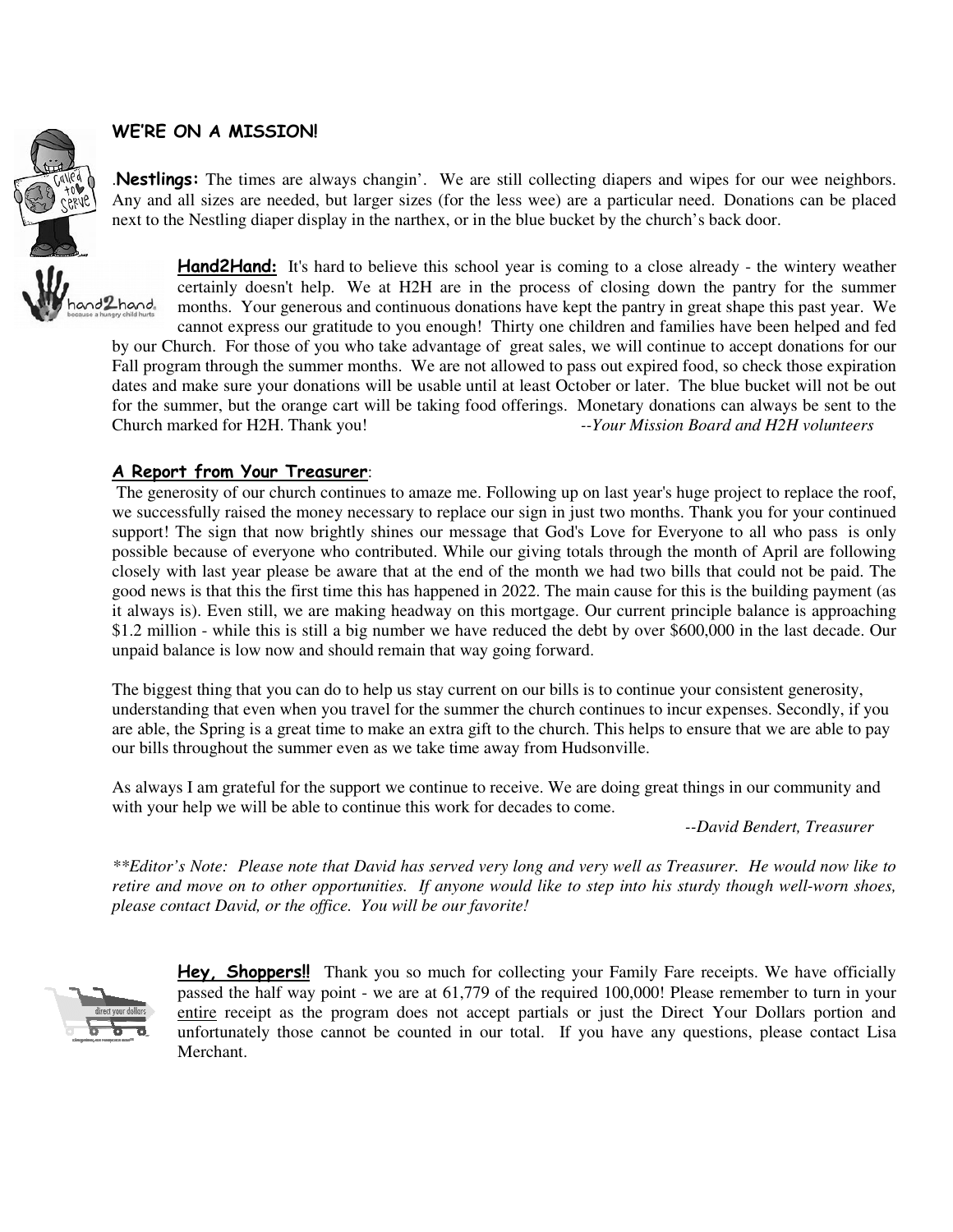## WE'RE ON A MISSION!

.**Nestlings:** The times are always changin'. We are still collecting diapers and wipes for our wee neighbors. Any and all sizes are needed, but larger sizes (for the less wee) are a particular need. Donations can be placed next to the Nestling diaper display in the narthex, or in the blue bucket by the church's back door.

**Hand2Hand:** It's hard to believe this school year is coming to a close already - the wintery weather certainly doesn't help. We at H2H are in the process of closing down the pantry for the summer months. Your generous and continuous donations have kept the pantry in great shape this past year. We cannot express our gratitude to you enough! Thirty one children and families have been helped and fed by our Church. For those of you who take advantage of great sales, we will continue to accept donations for our Fall program through the summer months. We are not allowed to pass out expired food, so check those expiration dates and make sure your donations will be usable until at least October or later. The blue bucket will not be out for the summer, but the orange cart will be taking food offerings. Monetary donations can always be sent to the Church marked for H2H. Thank you! *--Your Mission Board and H2H volunteers*

### A Report from Your Treasurer:

The generosity of our church continues to amaze me. Following up on last year's huge project to replace the roof, we successfully raised the money necessary to replace our sign in just two months. Thank you for your continued support! The sign that now brightly shines our message that God's Love for Everyone to all who pass is only possible because of everyone who contributed. While our giving totals through the month of April are following closely with last year please be aware that at the end of the month we had two bills that could not be paid. The good news is that this the first time this has happened in 2022. The main cause for this is the building payment (as it always is). Even still, we are making headway on this mortgage. Our current principle balance is approaching $1.2 million - while this is still a big number we have reduced the debt by over $600,000 in the last decade. Our unpaid balance is low now and should remain that way going forward.

The biggest thing that you can do to help us stay current on our bills is to continue your consistent generosity, understanding that even when you travel for the summer the church continues to incur expenses. Secondly, if you are able, the Spring is a great time to make an extra gift to the church. This helps to ensure that we are able to pay our bills throughout the summer even as we take time away from Hudsonville.

As always I am grateful for the support we continue to receive. We are doing great things in our community and with your help we will be able to continue this work for decades to come.

*--David Bendert, Treasurer*

*\*\*Editor's Note: Please note that David has served very long and very well as Treasurer. He would now like to retire and move on to other opportunities. If anyone would like to step into his sturdy though well-worn shoes, please contact David, or the office. You will be our favorite!*

**Hey, Shoppers!!** Thank you so much for collecting your Family Fare receipts. We have officially passed the half way point - we are at 61,779 of the required 100,000! Please remember to turn in your entire receipt as the program does not accept partials or just the Direct Your Dollars portion and unfortunately those cannot be counted in our total. If you have any questions, please contact Lisa Merchant.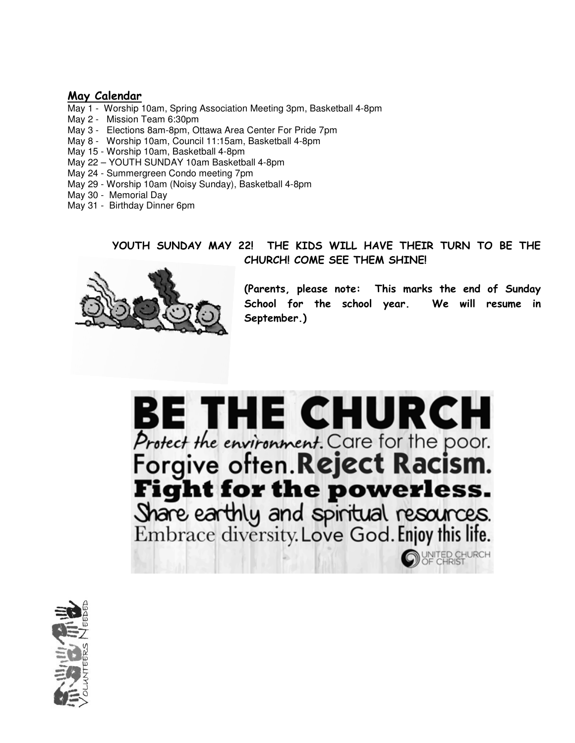## May Calendar

May 1 - Worship 10am, Spring Association Meeting 3pm, Basketball 4-8pm
May 2 - Mission Team 6:30pm
May 3 - Elections 8am-8pm, Ottawa Area Center For Pride 7pm
May 8 - Worship 10am, Council 11:15am, Basketball 4-8pm
May 15 - Worship 10am, Basketball 4-8pm
May 22 – YOUTH SUNDAY 10am Basketball 4-8pm
May 24 - Summergreen Condo meeting 7pm
May 29 - Worship 10am (Noisy Sunday), Basketball 4-8pm
May 30 - Memorial Day
May 31 - Birthday Dinner 6pm

**YOUTH SUNDAY MAY 22! THE KIDS WILL HAVE THEIR TURN TO BE THE CHURCH! COME SEE THEM SHINE!**

**(Parents, please note: This marks the end of Sunday School for the school year. We will resume in September.)**

**BE THE CHURCH**
Protect the environment. Care for the poor.
Forgive often. **Reject Racism.**
**Fight for the powerless.**
Share earthly and spiritual resources.
Embrace diversity. Love God. Enjoy this life.

UNITED CHURCH OF CHRIST

Volunteers Needed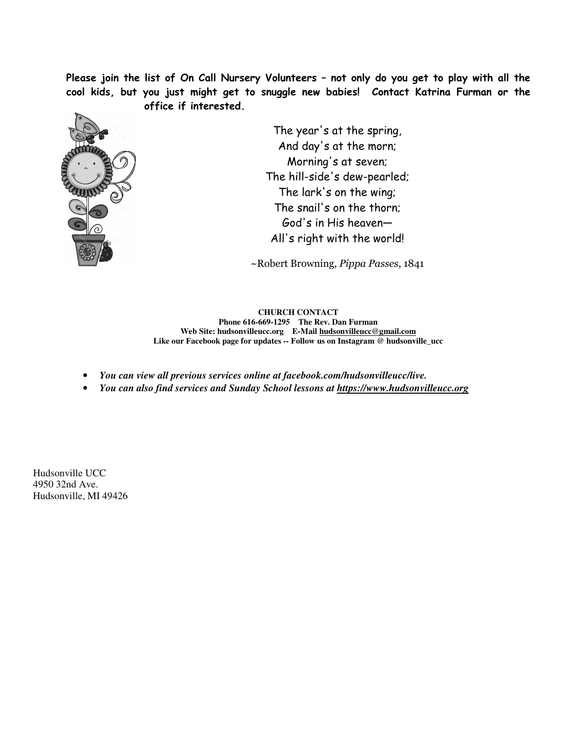**Please join the list of On Call Nursery Volunteers – not only do you get to play with all the cool kids, but you just might get to snuggle new babies! Contact Katrina Furman or the office if interested.**

The year's at the spring,
And day's at the morn;
Morning's at seven;
The hill-side's dew-pearled;
The lark's on the wing;
The snail's on the thorn;
God's in His heaven—
All's right with the world!

~Robert Browning, *Pippa Passes*, 1841

**CHURCH CONTACT**
**Phone 616-669-1295 The Rev. Dan Furman**
**Web Site: hudsonvilleucc.org E-Mail hudsonvilleucc@gmail.com**
**Like our Facebook page for updates -- Follow us on Instagram @ hudsonville_ucc**

- ***You can view all previous services online at facebook.com/hudsonvilleucc/live.***
- ***You can also find services and Sunday School lessons at https://www.hudsonvilleucc.org***

Hudsonville UCC
4950 32nd Ave.
Hudsonville, MI 49426